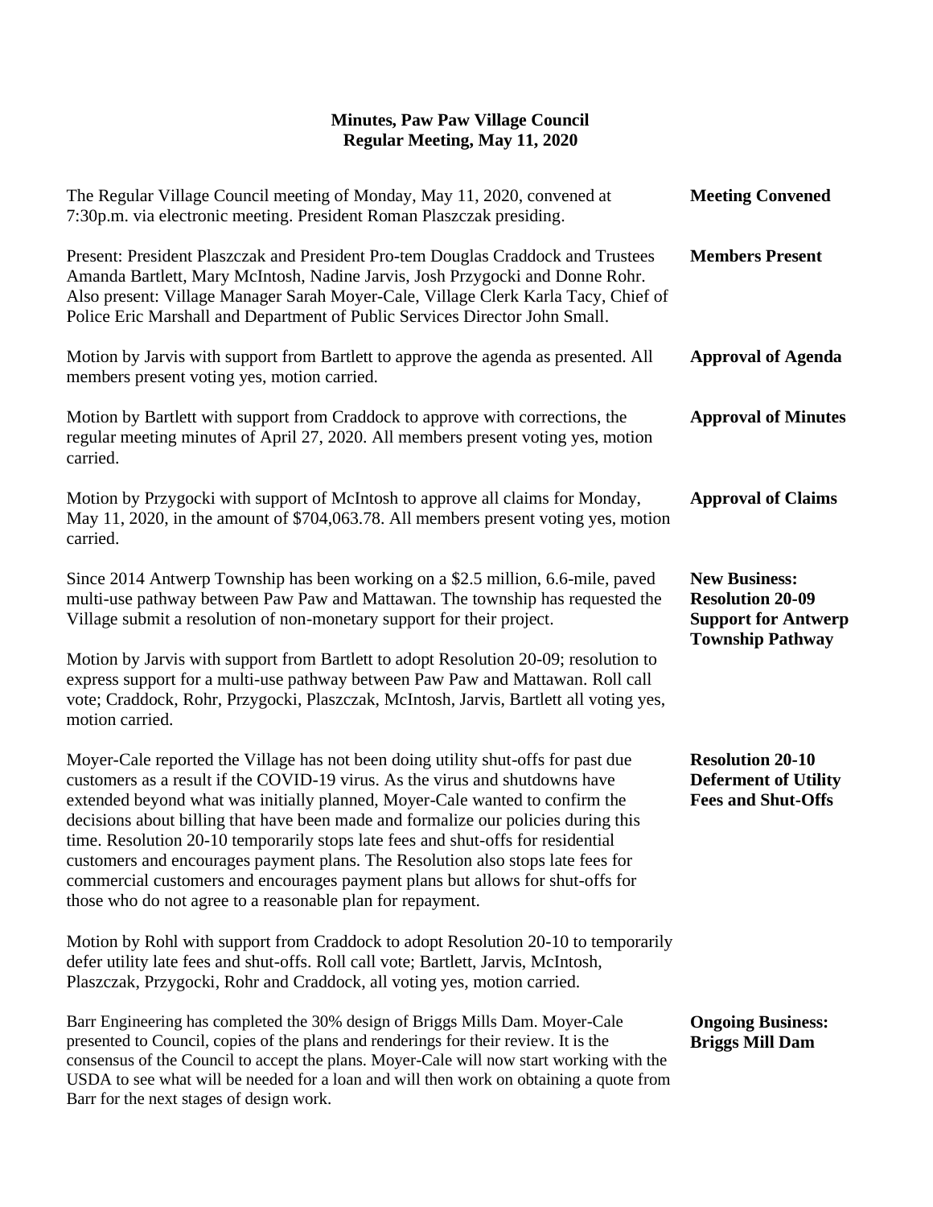# Minutes, Paw Paw Village Council
## Regular Meeting, May 11, 2020

**Meeting Convened**

The Regular Village Council meeting of Monday, May 11, 2020, convened at 7:30p.m. via electronic meeting. President Roman Plaszczak presiding.

**Members Present**

Present: President Plaszczak and President Pro-tem Douglas Craddock and Trustees Amanda Bartlett, Mary McIntosh, Nadine Jarvis, Josh Przygocki and Donne Rohr. Also present: Village Manager Sarah Moyer-Cale, Village Clerk Karla Tacy, Chief of Police Eric Marshall and Department of Public Services Director John Small.

**Approval of Agenda**

Motion by Jarvis with support from Bartlett to approve the agenda as presented. All members present voting yes, motion carried.

**Approval of Minutes**

Motion by Bartlett with support from Craddock to approve with corrections, the regular meeting minutes of April 27, 2020. All members present voting yes, motion carried.

**Approval of Claims**

Motion by Przygocki with support of McIntosh to approve all claims for Monday, May 11, 2020, in the amount of $704,063.78. All members present voting yes, motion carried.

**New Business: Resolution 20-09 Support for Antwerp Township Pathway**

Since 2014 Antwerp Township has been working on a $2.5 million, 6.6-mile, paved multi-use pathway between Paw Paw and Mattawan. The township has requested the Village submit a resolution of non-monetary support for their project.

Motion by Jarvis with support from Bartlett to adopt Resolution 20-09; resolution to express support for a multi-use pathway between Paw Paw and Mattawan. Roll call vote; Craddock, Rohr, Przygocki, Plaszczak, McIntosh, Jarvis, Bartlett all voting yes, motion carried.

**Resolution 20-10 Deferment of Utility Fees and Shut-Offs**

Moyer-Cale reported the Village has not been doing utility shut-offs for past due customers as a result if the COVID-19 virus. As the virus and shutdowns have extended beyond what was initially planned, Moyer-Cale wanted to confirm the decisions about billing that have been made and formalize our policies during this time. Resolution 20-10 temporarily stops late fees and shut-offs for residential customers and encourages payment plans. The Resolution also stops late fees for commercial customers and encourages payment plans but allows for shut-offs for those who do not agree to a reasonable plan for repayment.

Motion by Rohl with support from Craddock to adopt Resolution 20-10 to temporarily defer utility late fees and shut-offs. Roll call vote; Bartlett, Jarvis, McIntosh, Plaszczak, Przygocki, Rohr and Craddock, all voting yes, motion carried.

**Ongoing Business: Briggs Mill Dam**

Barr Engineering has completed the 30% design of Briggs Mills Dam. Moyer-Cale presented to Council, copies of the plans and renderings for their review. It is the consensus of the Council to accept the plans. Moyer-Cale will now start working with the USDA to see what will be needed for a loan and will then work on obtaining a quote from Barr for the next stages of design work.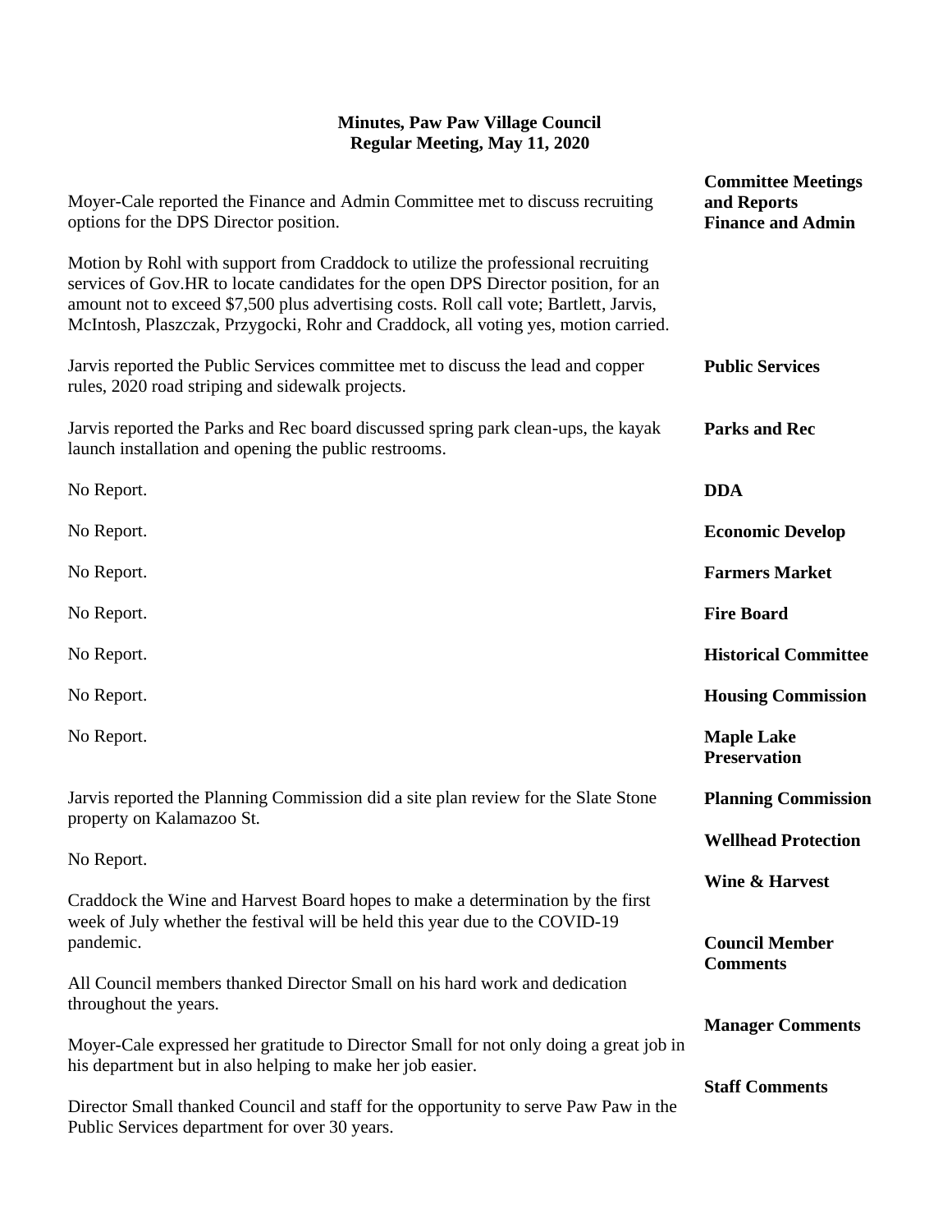**Minutes, Paw Paw Village Council**
**Regular Meeting, May 11, 2020**

**Committee Meetings and Reports**

**Finance and Admin**

Moyer-Cale reported the Finance and Admin Committee met to discuss recruiting options for the DPS Director position.

Motion by Rohl with support from Craddock to utilize the professional recruiting services of Gov.HR to locate candidates for the open DPS Director position, for an amount not to exceed $7,500 plus advertising costs. Roll call vote; Bartlett, Jarvis, McIntosh, Plaszczak, Przygocki, Rohr and Craddock, all voting yes, motion carried.

**Public Services**

Jarvis reported the Public Services committee met to discuss the lead and copper rules, 2020 road striping and sidewalk projects.

**Parks and Rec**

Jarvis reported the Parks and Rec board discussed spring park clean-ups, the kayak launch installation and opening the public restrooms.

**DDA**

No Report.

**Economic Develop**

No Report.

**Farmers Market**

No Report.

**Fire Board**

No Report.

**Historical Committee**

No Report.

**Housing Commission**

No Report.

**Maple Lake Preservation**

No Report.

**Planning Commission**

Jarvis reported the Planning Commission did a site plan review for the Slate Stone property on Kalamazoo St.

**Wellhead Protection**

No Report.

**Wine & Harvest**

Craddock the Wine and Harvest Board hopes to make a determination by the first week of July whether the festival will be held this year due to the COVID-19 pandemic.

**Council Member Comments**

All Council members thanked Director Small on his hard work and dedication throughout the years.

**Manager Comments**

Moyer-Cale expressed her gratitude to Director Small for not only doing a great job in his department but in also helping to make her job easier.

**Staff Comments**

Director Small thanked Council and staff for the opportunity to serve Paw Paw in the Public Services department for over 30 years.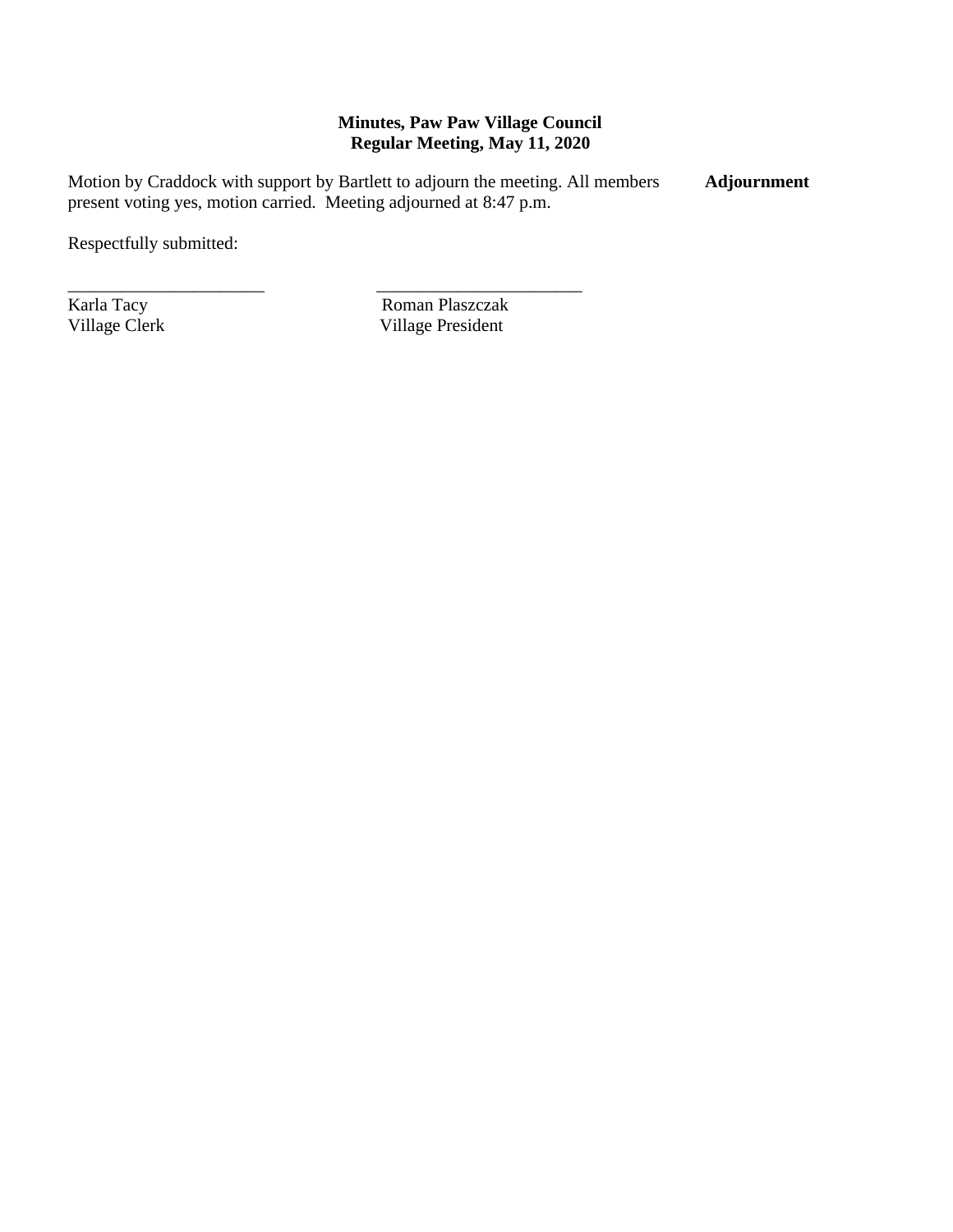**Minutes, Paw Paw Village Council**
**Regular Meeting, May 11, 2020**

Motion by Craddock with support by Bartlett to adjourn the meeting. All members present voting yes, motion carried. Meeting adjourned at 8:47 p.m. **Adjournment**

Respectfully submitted:

______________________ ______________________
Karla Tacy Roman Plaszczak
Village Clerk Village President